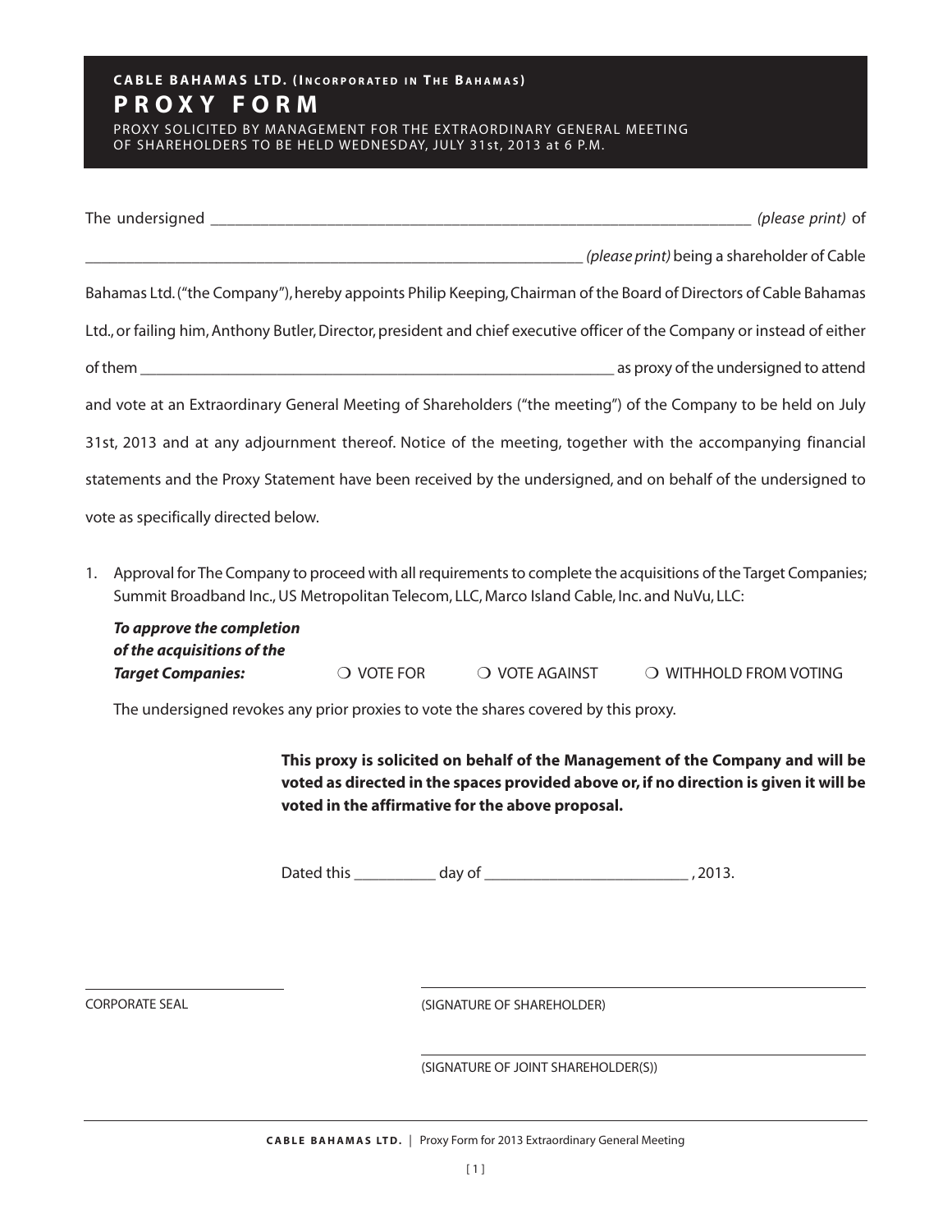**CABLE BAHAMAS LTD. (INCORPORATED IN THE BAHAMAS)**

# PROXY FORM

PROXY SOLICITED BY MANAGEMENT FOR THE EXTRAORDINARY GENERAL MEETING OF SHAREHOLDERS TO BE HELD WEDNESDAY, JULY 31st, 2013 at 6 P.M.

The undersigned ____________________________________________________________________ *(please print)* of

_______________________________________________________________ *(please print)* being a shareholder of Cable Bahamas Ltd. ("the Company"), hereby appoints Philip Keeping, Chairman of the Board of Directors of Cable Bahamas Ltd., or failing him, Anthony Butler, Director, president and chief executive officer of the Company or instead of either of them ____________________________________________________________ as proxy of the undersigned to attend and vote at an Extraordinary General Meeting of Shareholders ("the meeting") of the Company to be held on July 31st, 2013 and at any adjournment thereof. Notice of the meeting, together with the accompanying financial statements and the Proxy Statement have been received by the undersigned, and on behalf of the undersigned to vote as specifically directed below.

1. Approval for The Company to proceed with all requirements to complete the acquisitions of the Target Companies; Summit Broadband Inc., US Metropolitan Telecom, LLC, Marco Island Cable, Inc. and NuVu, LLC:

   ***To approve the completion of the acquisitions of the Target Companies:*** ❍ VOTE FOR ❍ VOTE AGAINST ❍ WITHHOLD FROM VOTING

   The undersigned revokes any prior proxies to vote the shares covered by this proxy.

**This proxy is solicited on behalf of the Management of the Company and will be voted as directed in the spaces provided above or, if no direction is given it will be voted in the affirmative for the above proposal.**

Dated this __________ day of _________________________ , 2013.

_________________________
CORPORATE SEAL

_________________________
(SIGNATURE OF SHAREHOLDER)

_________________________
(SIGNATURE OF JOINT SHAREHOLDER(S))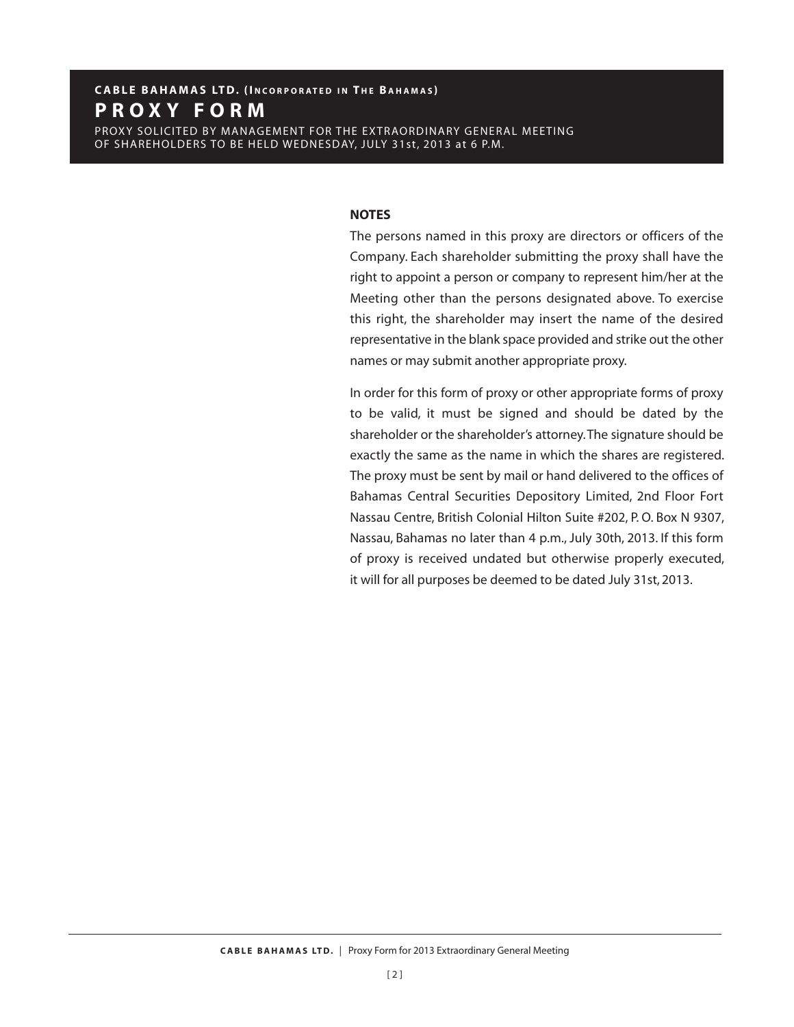**CABLE BAHAMAS LTD. (Incorporated in The Bahamas)**

# PROXY FORM

PROXY SOLICITED BY MANAGEMENT FOR THE EXTRAORDINARY GENERAL MEETING OF SHAREHOLDERS TO BE HELD WEDNESDAY, JULY 31st, 2013 at 6 P.M.

**NOTES**

The persons named in this proxy are directors or officers of the Company. Each shareholder submitting the proxy shall have the right to appoint a person or company to represent him/her at the Meeting other than the persons designated above. To exercise this right, the shareholder may insert the name of the desired representative in the blank space provided and strike out the other names or may submit another appropriate proxy.

In order for this form of proxy or other appropriate forms of proxy to be valid, it must be signed and should be dated by the shareholder or the shareholder's attorney. The signature should be exactly the same as the name in which the shares are registered. The proxy must be sent by mail or hand delivered to the offices of Bahamas Central Securities Depository Limited, 2nd Floor Fort Nassau Centre, British Colonial Hilton Suite #202, P. O. Box N 9307, Nassau, Bahamas no later than 4 p.m., July 30th, 2013. If this form of proxy is received undated but otherwise properly executed, it will for all purposes be deemed to be dated July 31st, 2013.